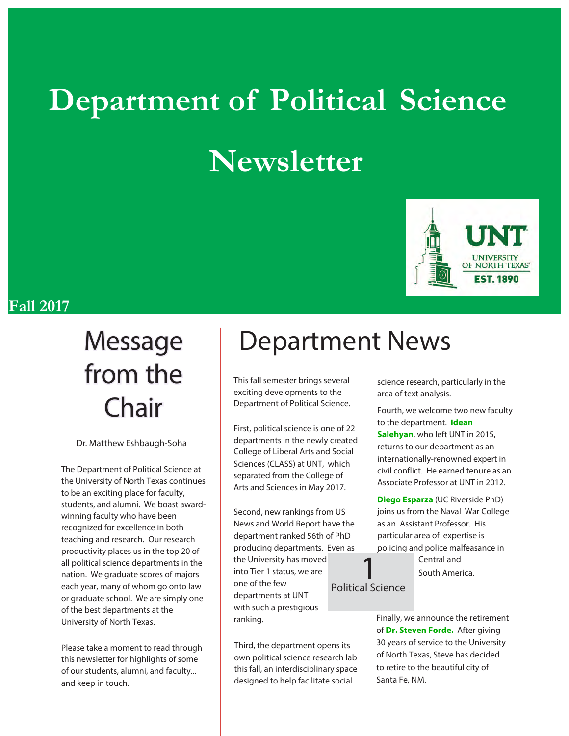# Department of Political Science Newsletter

Fall 2017

## Message from the Chair

Dr. Matthew Eshbaugh-Soha

The Department of Political Science at the University of North Texas continues to be an exciting place for faculty, students, and alumni. We boast award-winning faculty who have been recognized for excellence in both teaching and research. Our research productivity places us in the top 20 of all political science departments in the nation. We graduate scores of majors each year, many of whom go onto law or graduate school. We are simply one of the best departments at the University of North Texas.

Please take a moment to read through this newsletter for highlights of some of our students, alumni, and faculty... and keep in touch.

## Department News

This fall semester brings several exciting developments to the Department of Political Science.

First, political science is one of 22 departments in the newly created College of Liberal Arts and Social Sciences (CLASS) at UNT, which separated from the College of Arts and Sciences in May 2017.

Second, new rankings from US News and World Report have the department ranked 56th of PhD producing departments. Even as the University has moved into Tier 1 status, we are one of the few departments at UNT with such a prestigious ranking.

Third, the department opens its own political science research lab this fall, an interdisciplinary space designed to help facilitate social science research, particularly in the area of text analysis.

Fourth, we welcome two new faculty to the department. **Idean Salehyan**, who left UNT in 2015, returns to our department as an internationally-renowned expert in civil conflict. He earned tenure as an Associate Professor at UNT in 2012.

**Diego Esparza** (UC Riverside PhD) joins us from the Naval War College as an Assistant Professor. His particular area of expertise is policing and police malfeasance in Central and South America.

Finally, we announce the retirement of **Dr. Steven Forde.** After giving 30 years of service to the University of North Texas, Steve has decided to retire to the beautiful city of Santa Fe, NM.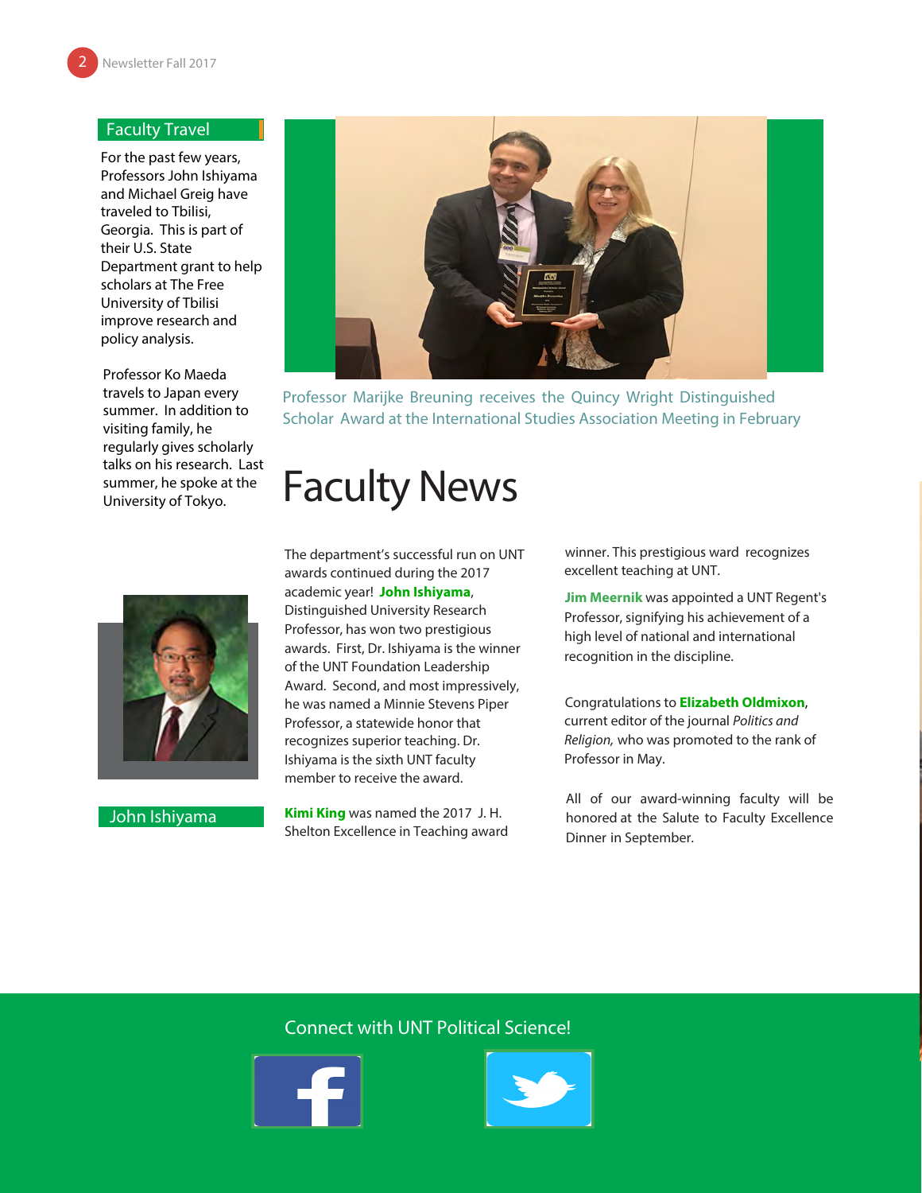## Faculty Travel

For the past few years, Professors John Ishiyama and Michael Greig have traveled to Tbilisi, Georgia. This is part of their U.S. State Department grant to help scholars at The Free University of Tbilisi improve research and policy analysis.

Professor Ko Maeda travels to Japan every summer. In addition to visiting family, he regularly gives scholarly talks on his research. Last summer, he spoke at the University of Tokyo.

John Ishiyama

Professor Marijke Breuning receives the Quincy Wright Distinguished Scholar Award at the International Studies Association Meeting in February

# Faculty News

The department's successful run on UNT awards continued during the 2017 academic year! **John Ishiyama**, Distinguished University Research Professor, has won two prestigious awards. First, Dr. Ishiyama is the winner of the UNT Foundation Leadership Award. Second, and most impressively, he was named a Minnie Stevens Piper Professor, a statewide honor that recognizes superior teaching. Dr. Ishiyama is the sixth UNT faculty member to receive the award.

**Kimi King** was named the 2017 J. H. Shelton Excellence in Teaching award winner. This prestigious ward recognizes excellent teaching at UNT.

**Jim Meernik** was appointed a UNT Regent's Professor, signifying his achievement of a high level of national and international recognition in the discipline.

Congratulations to **Elizabeth Oldmixon**, current editor of the journal *Politics and Religion,* who was promoted to the rank of Professor in May.

All of our award-winning faculty will be honored at the Salute to Faculty Excellence Dinner in September.

Connect with UNT Political Science!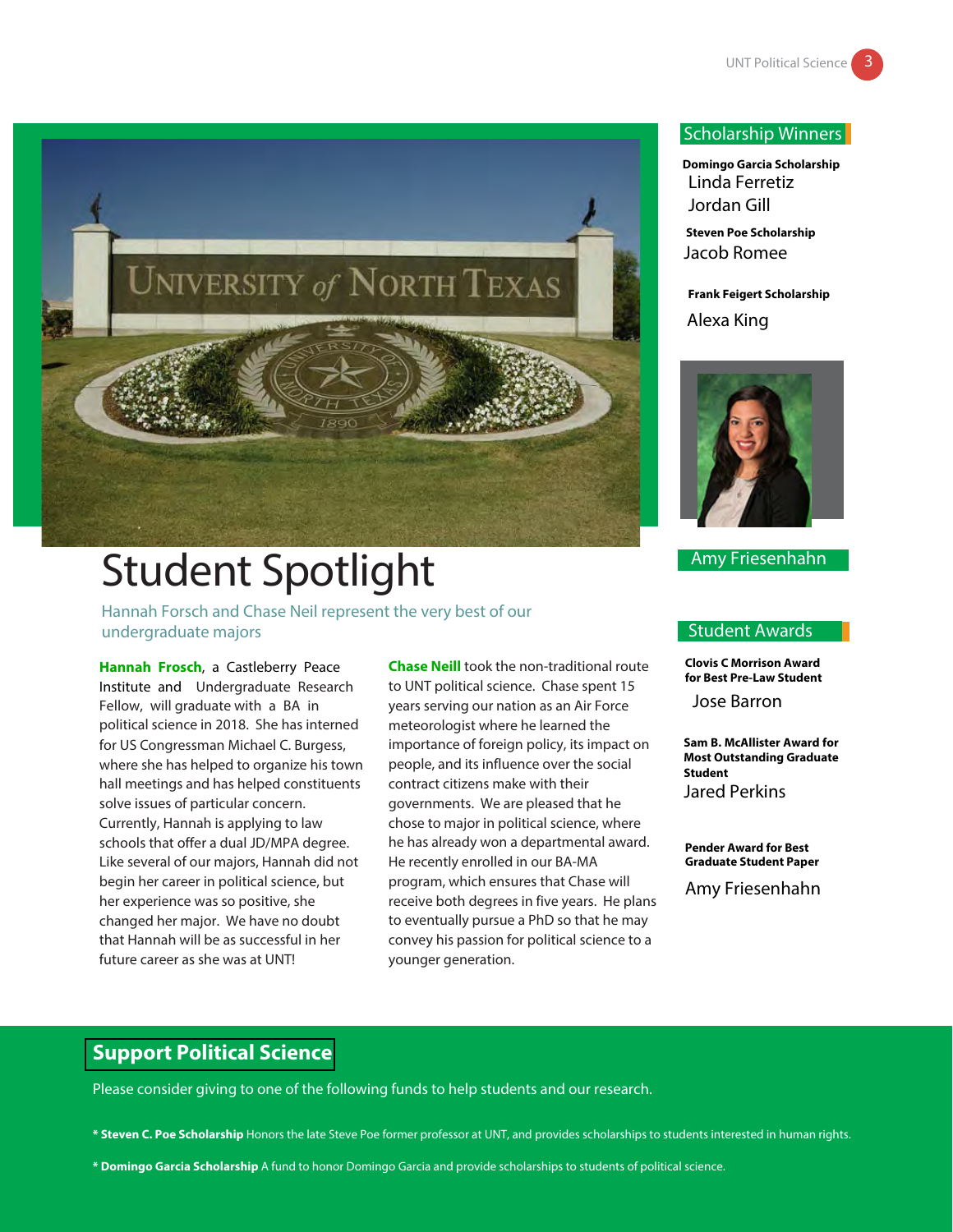# Student Spotlight

Hannah Forsch and Chase Neil represent the very best of our undergraduate majors

**Hannah Frosch**, a Castleberry Peace Institute and Undergraduate Research Fellow, will graduate with a BA in political science in 2018. She has interned for US Congressman Michael C. Burgess, where she has helped to organize his town hall meetings and has helped constituents solve issues of particular concern. Currently, Hannah is applying to law schools that offer a dual JD/MPA degree. Like several of our majors, Hannah did not begin her career in political science, but her experience was so positive, she changed her major. We have no doubt that Hannah will be as successful in her future career as she was at UNT!

**Chase Neill** took the non-traditional route to UNT political science. Chase spent 15 years serving our nation as an Air Force meteorologist where he learned the importance of foreign policy, its impact on people, and its influence over the social contract citizens make with their governments. We are pleased that he chose to major in political science, where he has already won a departmental award. He recently enrolled in our BA-MA program, which ensures that Chase will receive both degrees in five years. He plans to eventually pursue a PhD so that he may convey his passion for political science to a younger generation.

## Scholarship Winners

**Domingo Garcia Scholarship**
Linda Ferretiz
Jordan Gill

**Steven Poe Scholarship**
Jacob Romee

**Frank Feigert Scholarship**
Alexa King

Amy Friesenhahn

## Student Awards

**Clovis C Morrison Award for Best Pre-Law Student**
Jose Barron

**Sam B. McAllister Award for Most Outstanding Graduate Student**
Jared Perkins

**Pender Award for Best Graduate Student Paper**
Amy Friesenhahn

## Support Political Science

Please consider giving to one of the following funds to help students and our research.

* **Steven C. Poe Scholarship** Honors the late Steve Poe former professor at UNT, and provides scholarships to students interested in human rights.

* **Domingo Garcia Scholarship** A fund to honor Domingo Garcia and provide scholarships to students of political science.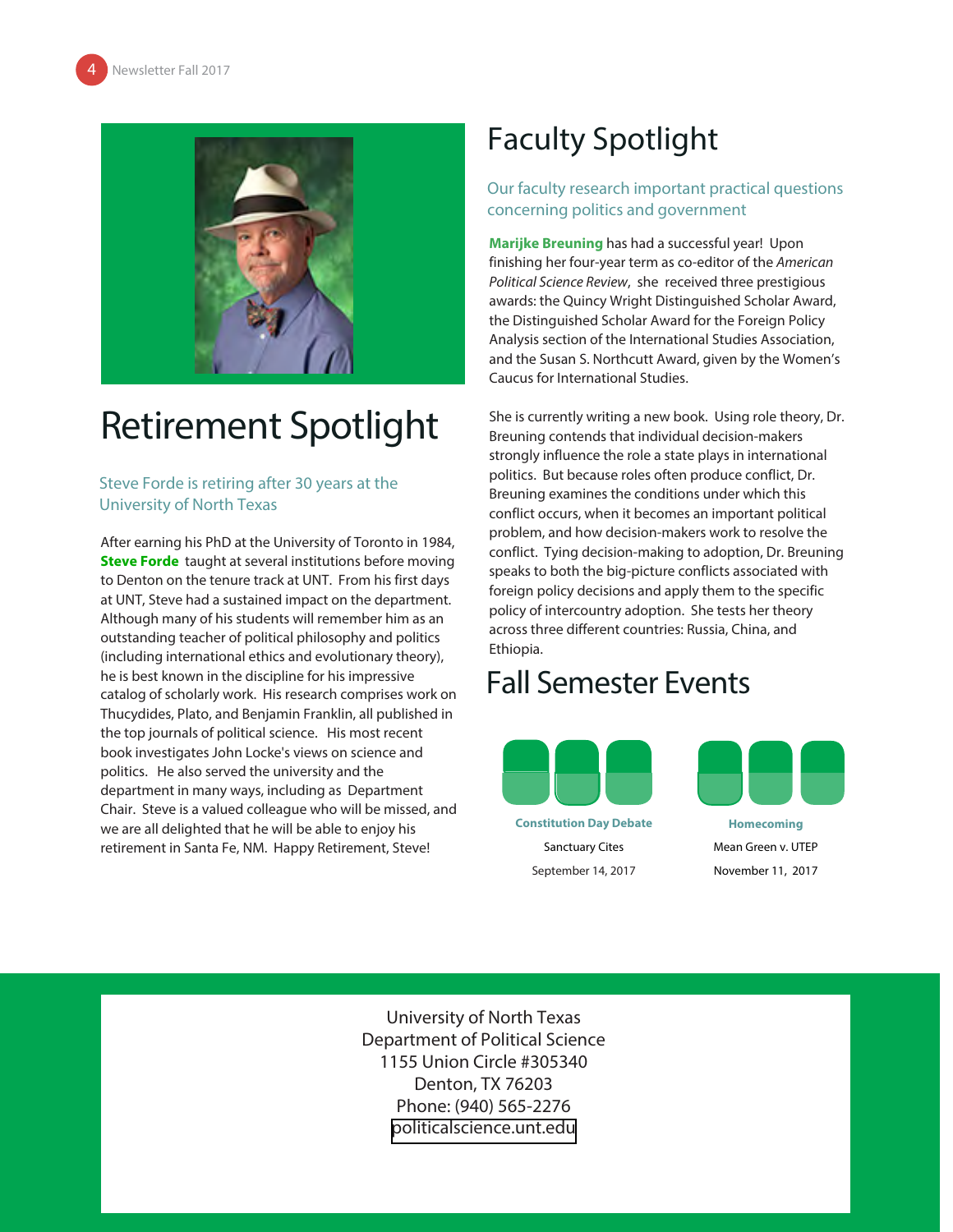# Retirement Spotlight

## Steve Forde is retiring after 30 years at the University of North Texas

After earning his PhD at the University of Toronto in 1984, **Steve Forde** taught at several institutions before moving to Denton on the tenure track at UNT. From his first days at UNT, Steve had a sustained impact on the department. Although many of his students will remember him as an outstanding teacher of political philosophy and politics (including international ethics and evolutionary theory), he is best known in the discipline for his impressive catalog of scholarly work. His research comprises work on Thucydides, Plato, and Benjamin Franklin, all published in the top journals of political science. His most recent book investigates John Locke's views on science and politics. He also served the university and the department in many ways, including as Department Chair. Steve is a valued colleague who will be missed, and we are all delighted that he will be able to enjoy his retirement in Santa Fe, NM. Happy Retirement, Steve!

# Faculty Spotlight

## Our faculty research important practical questions concerning politics and government

**Marijke Breuning** has had a successful year! Upon finishing her four-year term as co-editor of the *American Political Science Review*, she received three prestigious awards: the Quincy Wright Distinguished Scholar Award, the Distinguished Scholar Award for the Foreign Policy Analysis section of the International Studies Association, and the Susan S. Northcutt Award, given by the Women's Caucus for International Studies.

She is currently writing a new book. Using role theory, Dr. Breuning contends that individual decision-makers strongly influence the role a state plays in international politics. But because roles often produce conflict, Dr. Breuning examines the conditions under which this conflict occurs, when it becomes an important political problem, and how decision-makers work to resolve the conflict. Tying decision-making to adoption, Dr. Breuning speaks to both the big-picture conflicts associated with foreign policy decisions and apply them to the specific policy of intercountry adoption. She tests her theory across three different countries: Russia, China, and Ethiopia.

# Fall Semester Events

**Constitution Day Debate**

Sanctuary Cites

September 14, 2017

**Homecoming**

Mean Green v. UTEP

November 11, 2017

University of North Texas
Department of Political Science
1155 Union Circle #305340
Denton, TX 76203
Phone: (940) 565-2276
politicalscience.unt.edu